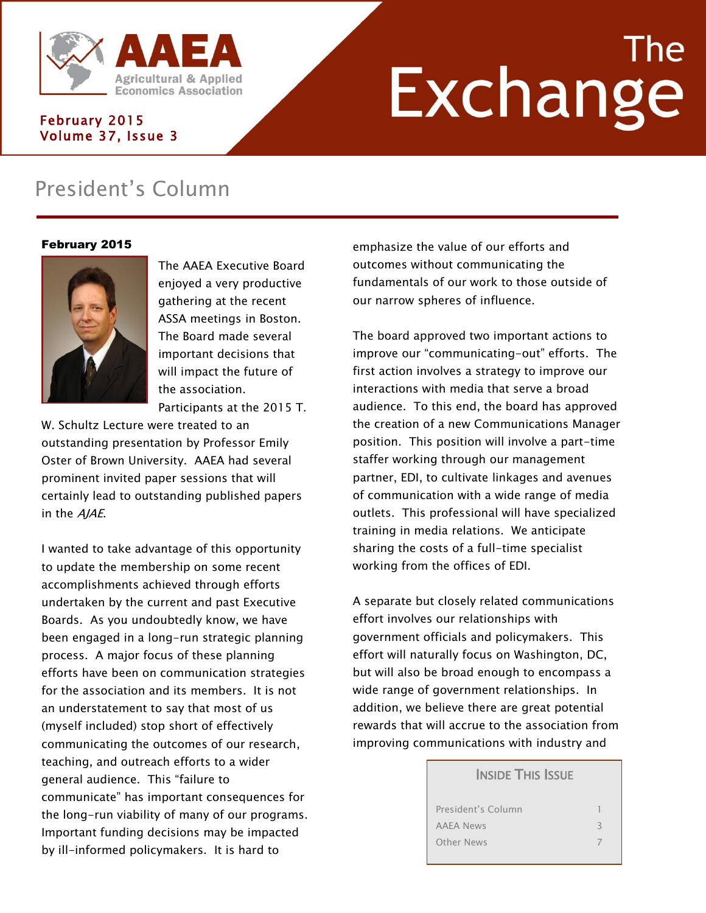AAEA Agricultural & Applied Economics Association

February 2015
Volume 37, Issue 3

# The Exchange

## President's Column

**February 2015**

The AAEA Executive Board enjoyed a very productive gathering at the recent ASSA meetings in Boston. The Board made several important decisions that will impact the future of the association. Participants at the 2015 T. W. Schultz Lecture were treated to an outstanding presentation by Professor Emily Oster of Brown University. AAEA had several prominent invited paper sessions that will certainly lead to outstanding published papers in the *AJAE*.

I wanted to take advantage of this opportunity to update the membership on some recent accomplishments achieved through efforts undertaken by the current and past Executive Boards. As you undoubtedly know, we have been engaged in a long-run strategic planning process. A major focus of these planning efforts have been on communication strategies for the association and its members. It is not an understatement to say that most of us (myself included) stop short of effectively communicating the outcomes of our research, teaching, and outreach efforts to a wider general audience. This "failure to communicate" has important consequences for the long-run viability of many of our programs. Important funding decisions may be impacted by ill-informed policymakers. It is hard to emphasize the value of our efforts and outcomes without communicating the fundamentals of our work to those outside of our narrow spheres of influence.

The board approved two important actions to improve our "communicating-out" efforts. The first action involves a strategy to improve our interactions with media that serve a broad audience. To this end, the board has approved the creation of a new Communications Manager position. This position will involve a part-time staffer working through our management partner, EDI, to cultivate linkages and avenues of communication with a wide range of media outlets. This professional will have specialized training in media relations. We anticipate sharing the costs of a full-time specialist working from the offices of EDI.

A separate but closely related communications effort involves our relationships with government officials and policymakers. This effort will naturally focus on Washington, DC, but will also be broad enough to encompass a wide range of government relationships. In addition, we believe there are great potential rewards that will accrue to the association from improving communications with industry and

**Inside This Issue**

| | |
|---|---|
| President's Column | 1 |
| AAEA News | 3 |
| Other News | 7 |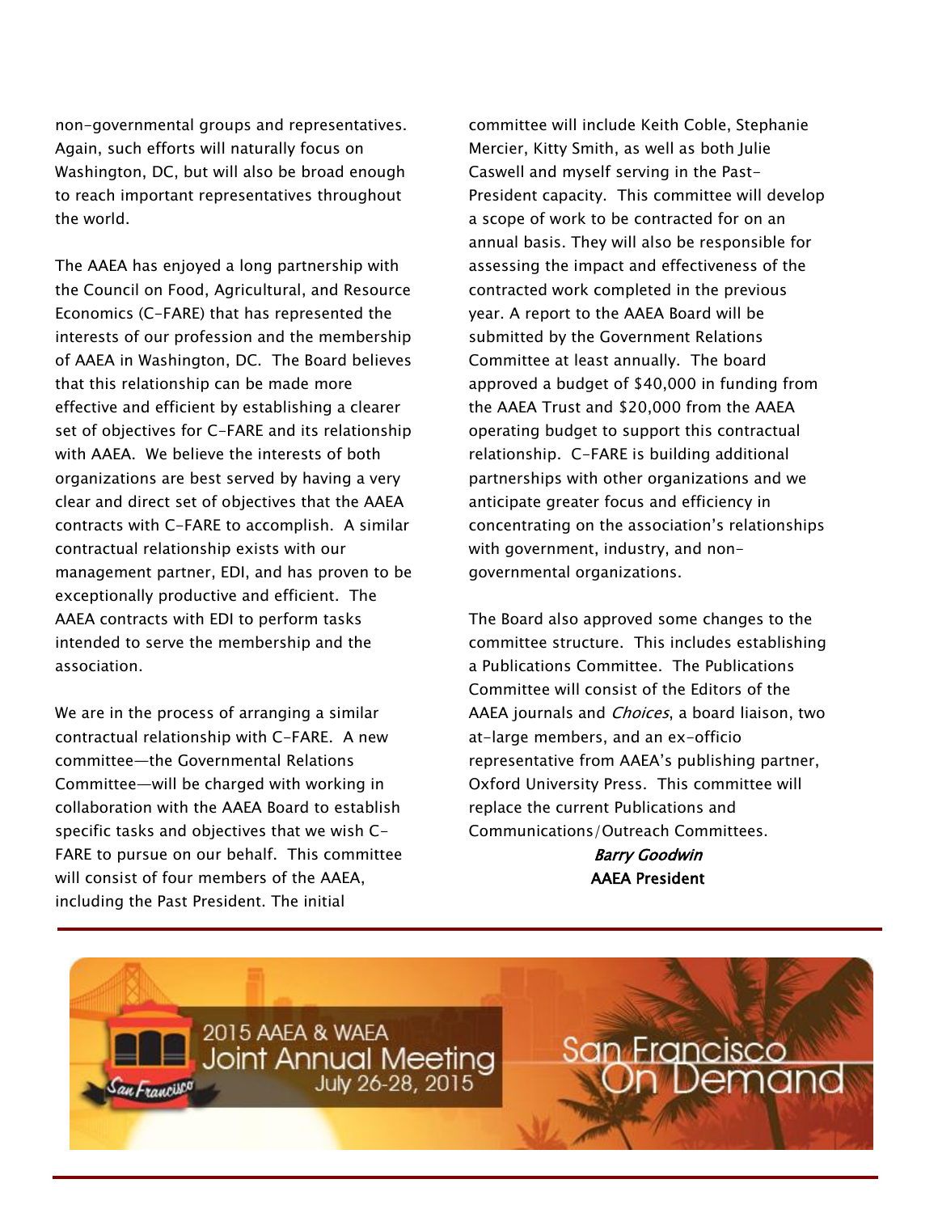non-governmental groups and representatives. Again, such efforts will naturally focus on Washington, DC, but will also be broad enough to reach important representatives throughout the world.

The AAEA has enjoyed a long partnership with the Council on Food, Agricultural, and Resource Economics (C-FARE) that has represented the interests of our profession and the membership of AAEA in Washington, DC. The Board believes that this relationship can be made more effective and efficient by establishing a clearer set of objectives for C-FARE and its relationship with AAEA. We believe the interests of both organizations are best served by having a very clear and direct set of objectives that the AAEA contracts with C-FARE to accomplish. A similar contractual relationship exists with our management partner, EDI, and has proven to be exceptionally productive and efficient. The AAEA contracts with EDI to perform tasks intended to serve the membership and the association.

We are in the process of arranging a similar contractual relationship with C-FARE. A new committee—the Governmental Relations Committee—will be charged with working in collaboration with the AAEA Board to establish specific tasks and objectives that we wish C-FARE to pursue on our behalf. This committee will consist of four members of the AAEA, including the Past President. The initial committee will include Keith Coble, Stephanie Mercier, Kitty Smith, as well as both Julie Caswell and myself serving in the Past-President capacity. This committee will develop a scope of work to be contracted for on an annual basis. They will also be responsible for assessing the impact and effectiveness of the contracted work completed in the previous year. A report to the AAEA Board will be submitted by the Government Relations Committee at least annually. The board approved a budget of $40,000 in funding from the AAEA Trust and $20,000 from the AAEA operating budget to support this contractual relationship. C-FARE is building additional partnerships with other organizations and we anticipate greater focus and efficiency in concentrating on the association's relationships with government, industry, and non-governmental organizations.

The Board also approved some changes to the committee structure. This includes establishing a Publications Committee. The Publications Committee will consist of the Editors of the AAEA journals and *Choices*, a board liaison, two at-large members, and an ex-officio representative from AAEA's publishing partner, Oxford University Press. This committee will replace the current Publications and Communications/Outreach Committees.

*Barry Goodwin*
**AAEA President**

2015 AAEA & WAEA Joint Annual Meeting
July 26-28, 2015

San Francisco On Demand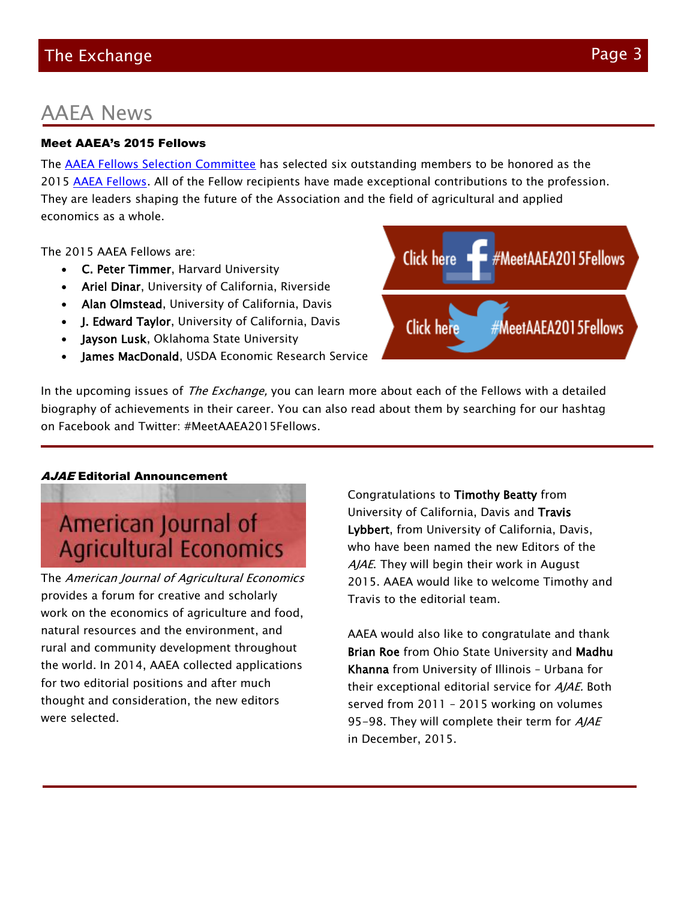# AAEA News

### Meet AAEA's 2015 Fellows

The [AAEA Fellows Selection Committee] has selected six outstanding members to be honored as the 2015 [AAEA Fellows]. All of the Fellow recipients have made exceptional contributions to the profession. They are leaders shaping the future of the Association and the field of agricultural and applied economics as a whole.

The 2015 AAEA Fellows are:

- **C. Peter Timmer**, Harvard University
- **Ariel Dinar**, University of California, Riverside
- **Alan Olmstead**, University of California, Davis
- **J. Edward Taylor**, University of California, Davis
- **Jayson Lusk**, Oklahoma State University
- **James MacDonald**, USDA Economic Research Service

Click here #MeetAAEA2015Fellows

Click here #MeetAAEA2015Fellows

In the upcoming issues of *The Exchange,* you can learn more about each of the Fellows with a detailed biography of achievements in their career. You can also read about them by searching for our hashtag on Facebook and Twitter: #MeetAAEA2015Fellows.

### *AJAE* Editorial Announcement

American Journal of Agricultural Economics

The *American Journal of Agricultural Economics* provides a forum for creative and scholarly work on the economics of agriculture and food, natural resources and the environment, and rural and community development throughout the world. In 2014, AAEA collected applications for two editorial positions and after much thought and consideration, the new editors were selected.

Congratulations to **Timothy Beatty** from University of California, Davis and **Travis Lybbert**, from University of California, Davis, who have been named the new Editors of the *AJAE*. They will begin their work in August 2015. AAEA would like to welcome Timothy and Travis to the editorial team.

AAEA would also like to congratulate and thank **Brian Roe** from Ohio State University and **Madhu Khanna** from University of Illinois – Urbana for their exceptional editorial service for *AJAE.* Both served from 2011 – 2015 working on volumes 95-98. They will complete their term for *AJAE* in December, 2015.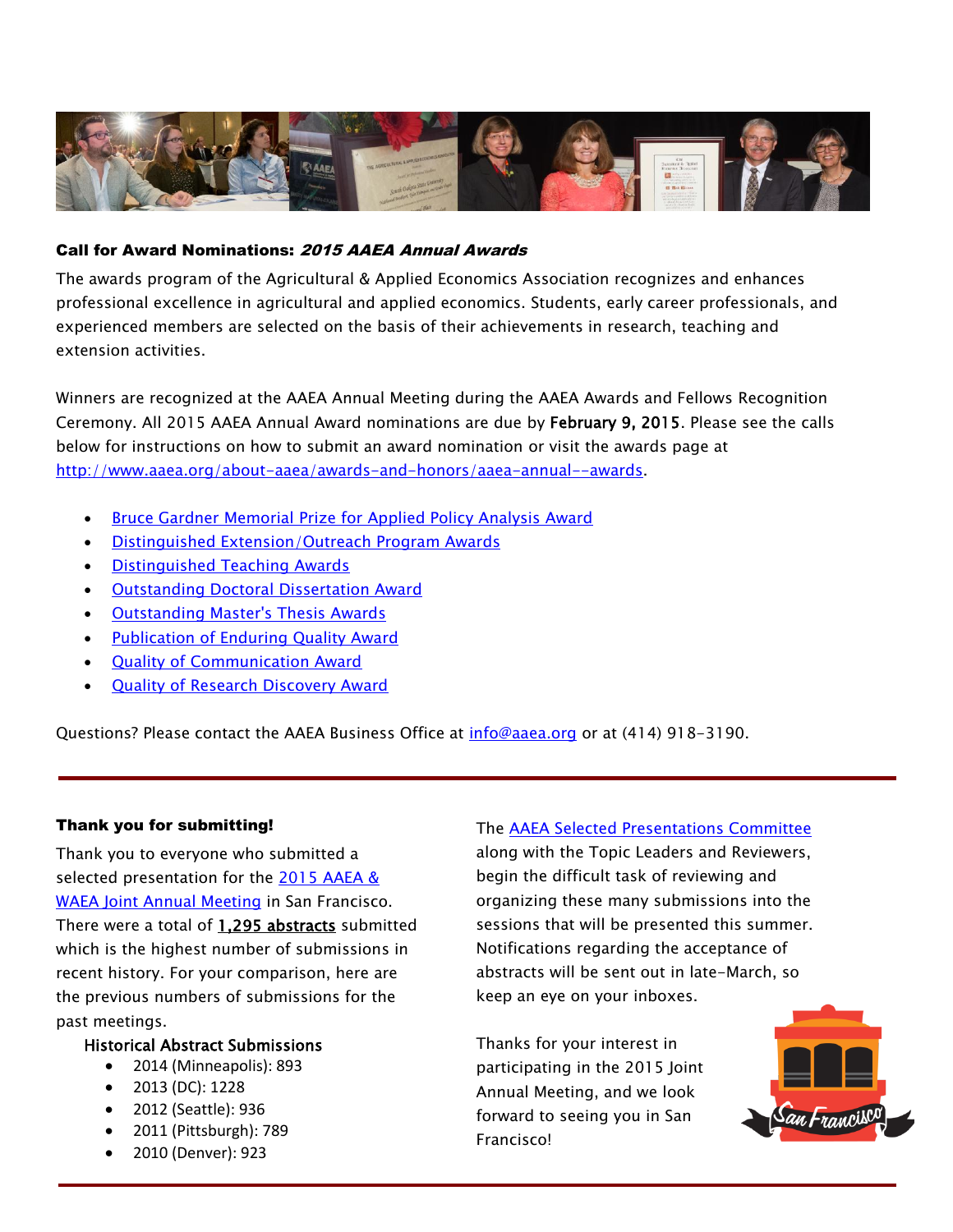### Call for Award Nominations: *2015 AAEA Annual Awards*

The awards program of the Agricultural & Applied Economics Association recognizes and enhances professional excellence in agricultural and applied economics. Students, early career professionals, and experienced members are selected on the basis of their achievements in research, teaching and extension activities.

Winners are recognized at the AAEA Annual Meeting during the AAEA Awards and Fellows Recognition Ceremony. All 2015 AAEA Annual Award nominations are due by **February 9, 2015**. Please see the calls below for instructions on how to submit an award nomination or visit the awards page at http://www.aaea.org/about-aaea/awards-and-honors/aaea-annual--awards.

- Bruce Gardner Memorial Prize for Applied Policy Analysis Award
- Distinguished Extension/Outreach Program Awards
- Distinguished Teaching Awards
- Outstanding Doctoral Dissertation Award
- Outstanding Master's Thesis Awards
- Publication of Enduring Quality Award
- Quality of Communication Award
- Quality of Research Discovery Award

Questions? Please contact the AAEA Business Office at info@aaea.org or at (414) 918-3190.

---

### Thank you for submitting!

Thank you to everyone who submitted a selected presentation for the 2015 AAEA & WAEA Joint Annual Meeting in San Francisco. There were a total of **1,295 abstracts** submitted which is the highest number of submissions in recent history. For your comparison, here are the previous numbers of submissions for the past meetings.

**Historical Abstract Submissions**

- 2014 (Minneapolis): 893
- 2013 (DC): 1228
- 2012 (Seattle): 936
- 2011 (Pittsburgh): 789
- 2010 (Denver): 923

The AAEA Selected Presentations Committee along with the Topic Leaders and Reviewers, begin the difficult task of reviewing and organizing these many submissions into the sessions that will be presented this summer. Notifications regarding the acceptance of abstracts will be sent out in late-March, so keep an eye on your inboxes.

Thanks for your interest in participating in the 2015 Joint Annual Meeting, and we look forward to seeing you in San Francisco!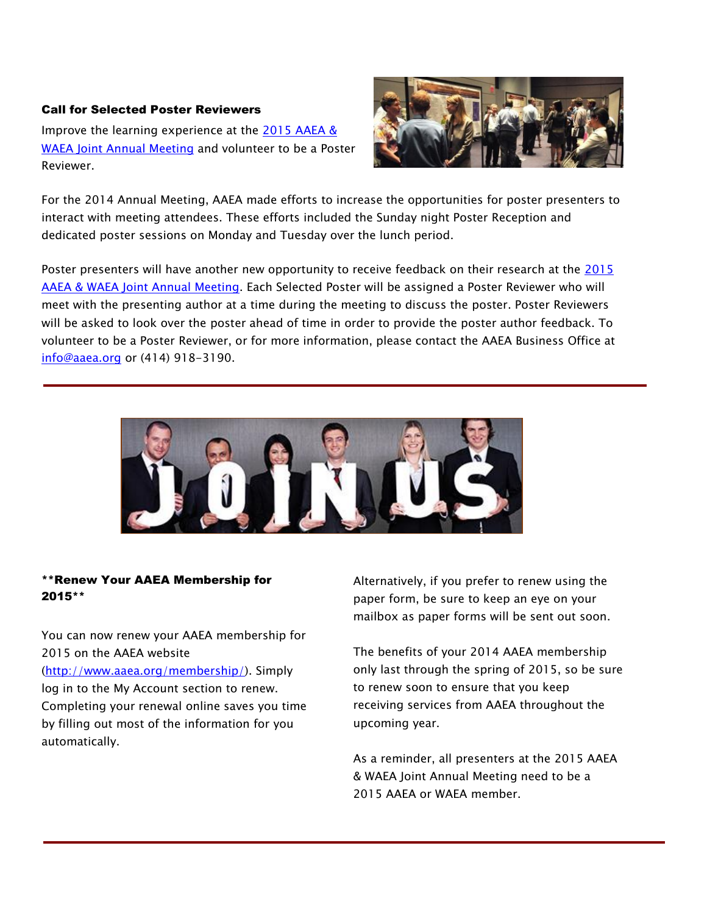### Call for Selected Poster Reviewers

Improve the learning experience at the 2015 AAEA & WAEA Joint Annual Meeting and volunteer to be a Poster Reviewer.

For the 2014 Annual Meeting, AAEA made efforts to increase the opportunities for poster presenters to interact with meeting attendees. These efforts included the Sunday night Poster Reception and dedicated poster sessions on Monday and Tuesday over the lunch period.

Poster presenters will have another new opportunity to receive feedback on their research at the 2015 AAEA & WAEA Joint Annual Meeting. Each Selected Poster will be assigned a Poster Reviewer who will meet with the presenting author at a time during the meeting to discuss the poster. Poster Reviewers will be asked to look over the poster ahead of time in order to provide the poster author feedback. To volunteer to be a Poster Reviewer, or for more information, please contact the AAEA Business Office at info@aaea.org or (414) 918-3190.

---

### **Renew Your AAEA Membership for 2015**

You can now renew your AAEA membership for 2015 on the AAEA website (http://www.aaea.org/membership/). Simply log in to the My Account section to renew. Completing your renewal online saves you time by filling out most of the information for you automatically.

Alternatively, if you prefer to renew using the paper form, be sure to keep an eye on your mailbox as paper forms will be sent out soon.

The benefits of your 2014 AAEA membership only last through the spring of 2015, so be sure to renew soon to ensure that you keep receiving services from AAEA throughout the upcoming year.

As a reminder, all presenters at the 2015 AAEA & WAEA Joint Annual Meeting need to be a 2015 AAEA or WAEA member.

---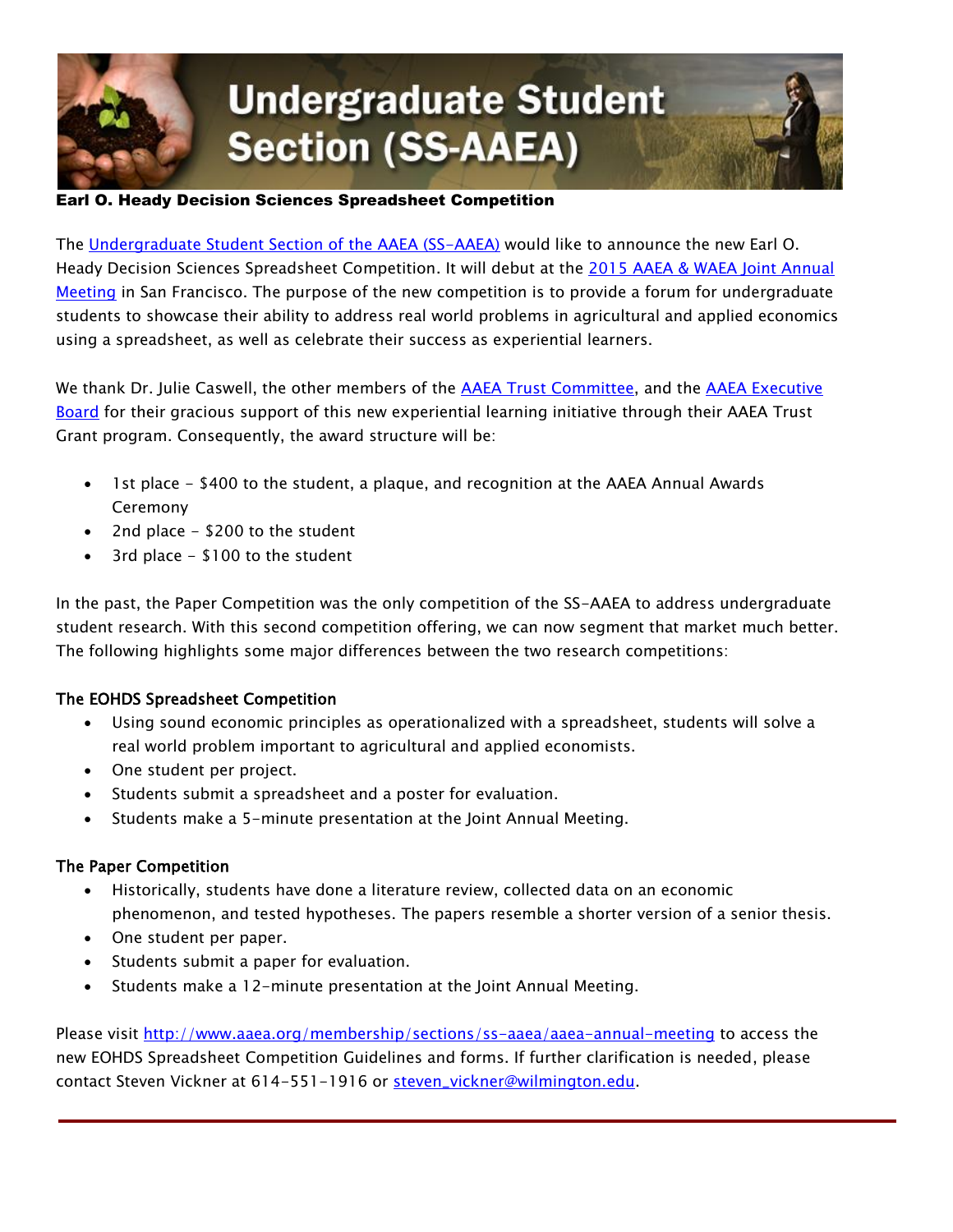# Undergraduate Student Section (SS-AAEA)

**Earl O. Heady Decision Sciences Spreadsheet Competition**

The Undergraduate Student Section of the AAEA (SS-AAEA) would like to announce the new Earl O. Heady Decision Sciences Spreadsheet Competition. It will debut at the 2015 AAEA & WAEA Joint Annual Meeting in San Francisco. The purpose of the new competition is to provide a forum for undergraduate students to showcase their ability to address real world problems in agricultural and applied economics using a spreadsheet, as well as celebrate their success as experiential learners.

We thank Dr. Julie Caswell, the other members of the AAEA Trust Committee, and the AAEA Executive Board for their gracious support of this new experiential learning initiative through their AAEA Trust Grant program. Consequently, the award structure will be:

- 1st place – $400 to the student, a plaque, and recognition at the AAEA Annual Awards Ceremony
- 2nd place – $200 to the student
- 3rd place – $100 to the student

In the past, the Paper Competition was the only competition of the SS-AAEA to address undergraduate student research. With this second competition offering, we can now segment that market much better. The following highlights some major differences between the two research competitions:

**The EOHDS Spreadsheet Competition**

- Using sound economic principles as operationalized with a spreadsheet, students will solve a real world problem important to agricultural and applied economists.
- One student per project.
- Students submit a spreadsheet and a poster for evaluation.
- Students make a 5-minute presentation at the Joint Annual Meeting.

**The Paper Competition**

- Historically, students have done a literature review, collected data on an economic phenomenon, and tested hypotheses. The papers resemble a shorter version of a senior thesis.
- One student per paper.
- Students submit a paper for evaluation.
- Students make a 12-minute presentation at the Joint Annual Meeting.

Please visit http://www.aaea.org/membership/sections/ss-aaea/aaea-annual-meeting to access the new EOHDS Spreadsheet Competition Guidelines and forms. If further clarification is needed, please contact Steven Vickner at 614-551-1916 or steven_vickner@wilmington.edu.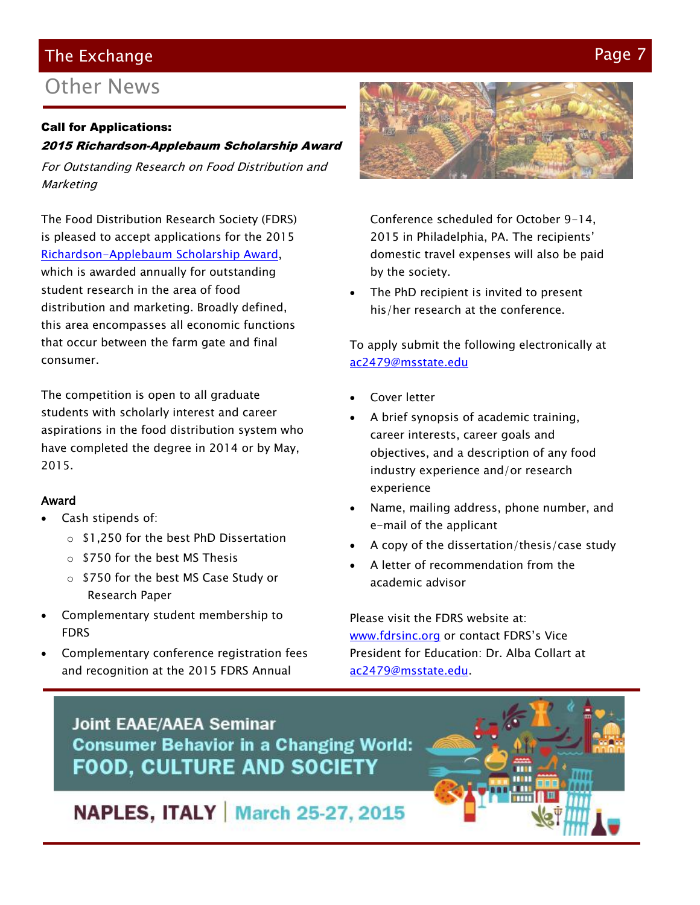## Other News

**Call for Applications:**
***2015 Richardson-Applebaum Scholarship Award***

*For Outstanding Research on Food Distribution and Marketing*

The Food Distribution Research Society (FDRS) is pleased to accept applications for the 2015 Richardson-Applebaum Scholarship Award, which is awarded annually for outstanding student research in the area of food distribution and marketing. Broadly defined, this area encompasses all economic functions that occur between the farm gate and final consumer.

The competition is open to all graduate students with scholarly interest and career aspirations in the food distribution system who have completed the degree in 2014 or by May, 2015.

**Award**

- Cash stipends of:
  - $1,250 for the best PhD Dissertation
  - $750 for the best MS Thesis
  - $750 for the best MS Case Study or Research Paper
- Complementary student membership to FDRS
- Complementary conference registration fees and recognition at the 2015 FDRS Annual Conference scheduled for October 9-14, 2015 in Philadelphia, PA. The recipients' domestic travel expenses will also be paid by the society.
- The PhD recipient is invited to present his/her research at the conference.

To apply submit the following electronically at ac2479@msstate.edu

- Cover letter
- A brief synopsis of academic training, career interests, career goals and objectives, and a description of any food industry experience and/or research experience
- Name, mailing address, phone number, and e-mail of the applicant
- A copy of the dissertation/thesis/case study
- A letter of recommendation from the academic advisor

Please visit the FDRS website at: www.fdrsinc.org or contact FDRS's Vice President for Education: Dr. Alba Collart at ac2479@msstate.edu.

**Joint EAAE/AAEA Seminar**
**Consumer Behavior in a Changing World: FOOD, CULTURE AND SOCIETY**

**NAPLES, ITALY | March 25-27, 2015**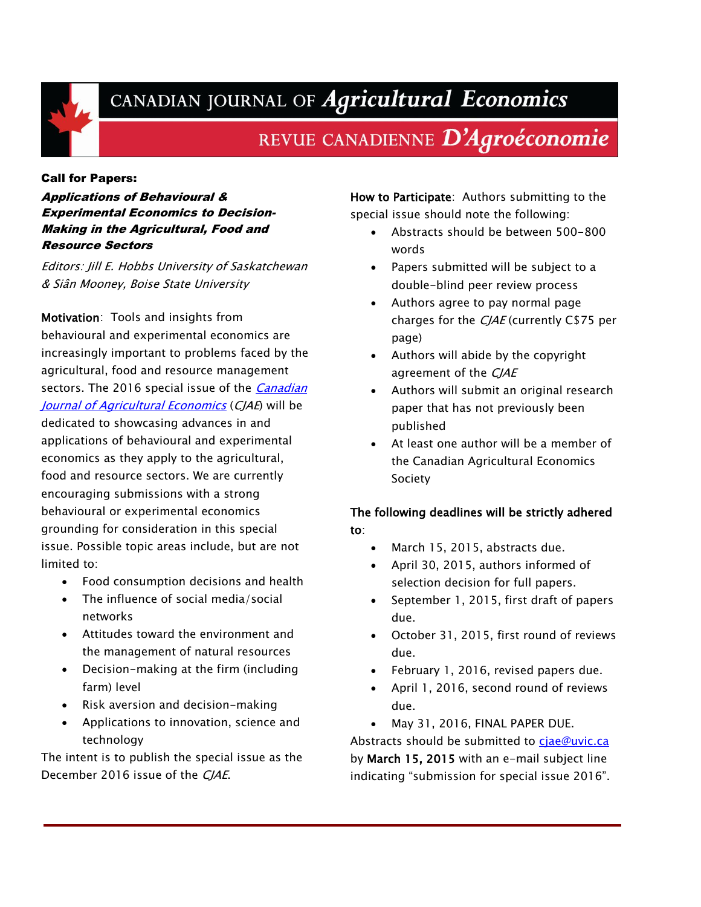# CANADIAN JOURNAL OF *Agricultural Economics*

# REVUE CANADIENNE *D'Agroéconomie*

**Call for Papers:**

***Applications of Behavioural & Experimental Economics to Decision-Making in the Agricultural, Food and Resource Sectors***

*Editors: Jill E. Hobbs University of Saskatchewan & Siân Mooney, Boise State University*

**Motivation**: Tools and insights from behavioural and experimental economics are increasingly important to problems faced by the agricultural, food and resource management sectors. The 2016 special issue of the *Canadian Journal of Agricultural Economics* (*CJAE*) will be dedicated to showcasing advances in and applications of behavioural and experimental economics as they apply to the agricultural, food and resource sectors. We are currently encouraging submissions with a strong behavioural or experimental economics grounding for consideration in this special issue. Possible topic areas include, but are not limited to:

- Food consumption decisions and health
- The influence of social media/social networks
- Attitudes toward the environment and the management of natural resources
- Decision-making at the firm (including farm) level
- Risk aversion and decision-making
- Applications to innovation, science and technology

The intent is to publish the special issue as the December 2016 issue of the *CJAE*.

**How to Participate**: Authors submitting to the special issue should note the following:

- Abstracts should be between 500-800 words
- Papers submitted will be subject to a double-blind peer review process
- Authors agree to pay normal page charges for the *CJAE* (currently C$75 per page)
- Authors will abide by the copyright agreement of the *CJAE*
- Authors will submit an original research paper that has not previously been published
- At least one author will be a member of the Canadian Agricultural Economics Society

**The following deadlines will be strictly adhered to**:

- March 15, 2015, abstracts due.
- April 30, 2015, authors informed of selection decision for full papers.
- September 1, 2015, first draft of papers due.
- October 31, 2015, first round of reviews due.
- February 1, 2016, revised papers due.
- April 1, 2016, second round of reviews due.
- May 31, 2016, FINAL PAPER DUE.

Abstracts should be submitted to cjae@uvic.ca by **March 15, 2015** with an e-mail subject line indicating "submission for special issue 2016".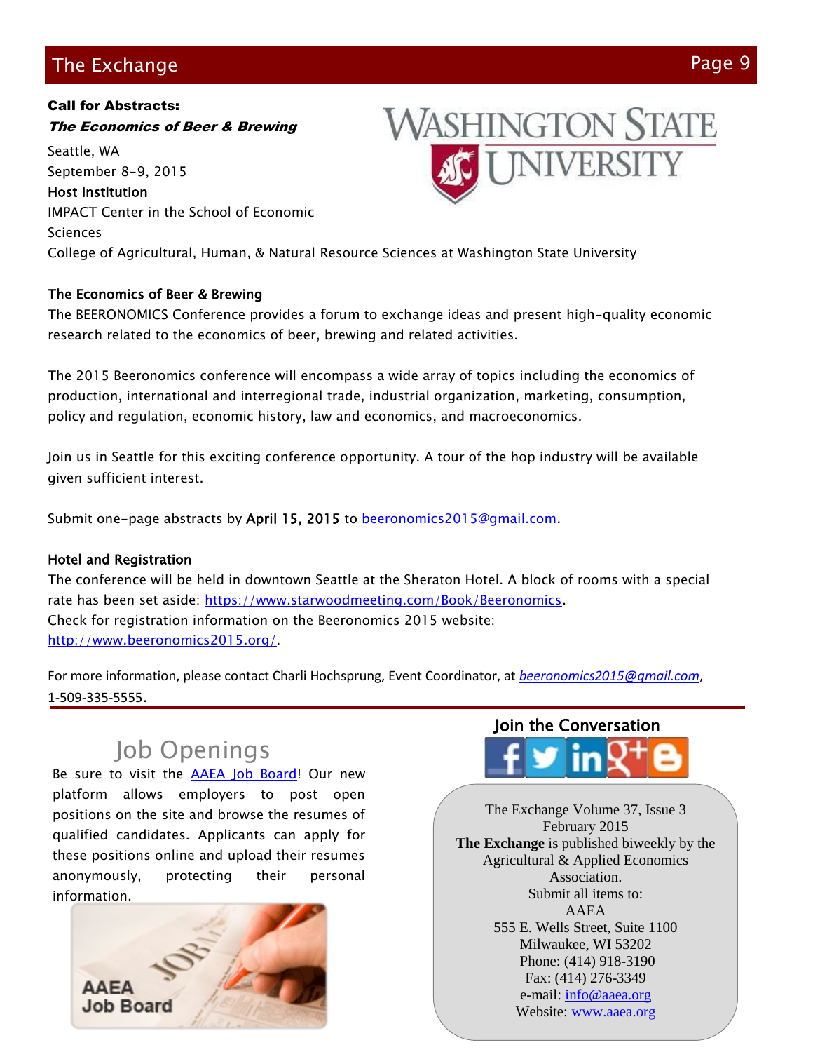**Call for Abstracts:**

***The Economics of Beer & Brewing***

Seattle, WA

September 8-9, 2015

**Host Institution**

IMPACT Center in the School of Economic Sciences

College of Agricultural, Human, & Natural Resource Sciences at Washington State University

**The Economics of Beer & Brewing**

The BEERONOMICS Conference provides a forum to exchange ideas and present high-quality economic research related to the economics of beer, brewing and related activities.

The 2015 Beeronomics conference will encompass a wide array of topics including the economics of production, international and interregional trade, industrial organization, marketing, consumption, policy and regulation, economic history, law and economics, and macroeconomics.

Join us in Seattle for this exciting conference opportunity. A tour of the hop industry will be available given sufficient interest.

Submit one-page abstracts by **April 15, 2015** to beeronomics2015@gmail.com.

**Hotel and Registration**

The conference will be held in downtown Seattle at the Sheraton Hotel. A block of rooms with a special rate has been set aside: https://www.starwoodmeeting.com/Book/Beeronomics.
Check for registration information on the Beeronomics 2015 website:
http://www.beeronomics2015.org/.

For more information, please contact Charli Hochsprung, Event Coordinator, at *beeronomics2015@gmail.com*, 1-509-335-5555.

## Job Openings

Be sure to visit the AAEA Job Board! Our new platform allows employers to post open positions on the site and browse the resumes of qualified candidates. Applicants can apply for these positions online and upload their resumes anonymously, protecting their personal information.

AAEA Job Board

**Join the Conversation**

The Exchange Volume 37, Issue 3
February 2015
**The Exchange** is published biweekly by the Agricultural & Applied Economics Association.
Submit all items to:
AAEA
555 E. Wells Street, Suite 1100
Milwaukee, WI 53202
Phone: (414) 918-3190
Fax: (414) 276-3349
e-mail: info@aaea.org
Website: www.aaea.org